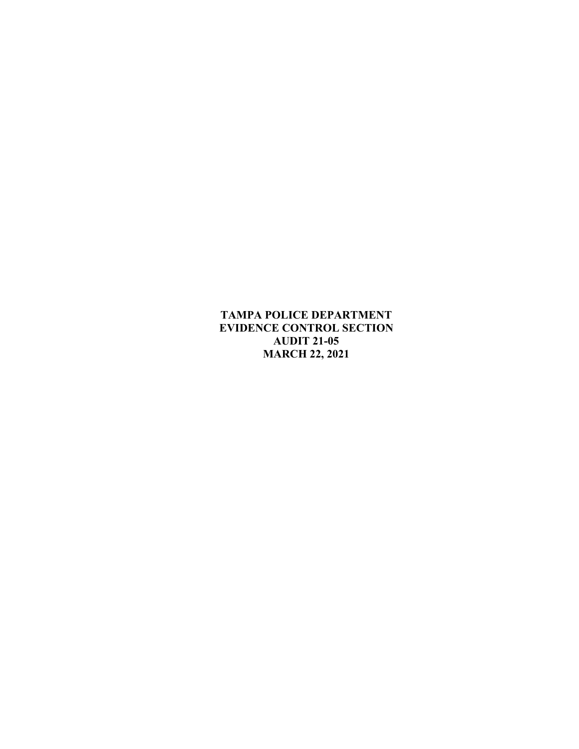**TAMPA POLICE DEPARTMENT**
**EVIDENCE CONTROL SECTION**
**AUDIT 21-05**
**MARCH 22, 2021**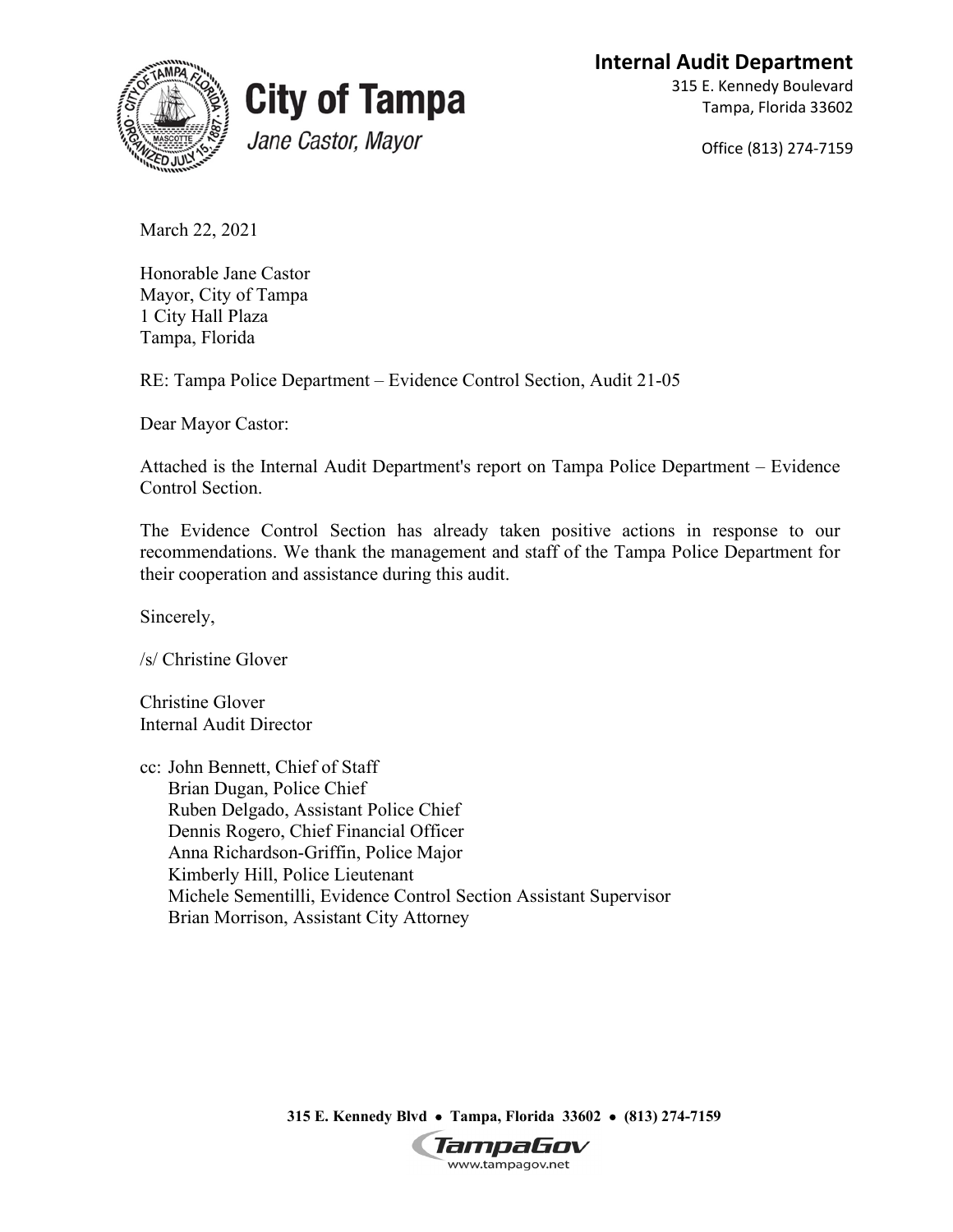**City of Tampa**

*Jane Castor, Mayor*

**Internal Audit Department**

315 E. Kennedy Boulevard
Tampa, Florida 33602

Office (813) 274-7159

March 22, 2021

Honorable Jane Castor
Mayor, City of Tampa
1 City Hall Plaza
Tampa, Florida

RE: Tampa Police Department – Evidence Control Section, Audit 21-05

Dear Mayor Castor:

Attached is the Internal Audit Department's report on Tampa Police Department – Evidence Control Section.

The Evidence Control Section has already taken positive actions in response to our recommendations. We thank the management and staff of the Tampa Police Department for their cooperation and assistance during this audit.

Sincerely,

/s/ Christine Glover

Christine Glover
Internal Audit Director

cc: John Bennett, Chief of Staff
Brian Dugan, Police Chief
Ruben Delgado, Assistant Police Chief
Dennis Rogero, Chief Financial Officer
Anna Richardson-Griffin, Police Major
Kimberly Hill, Police Lieutenant
Michele Sementilli, Evidence Control Section Assistant Supervisor
Brian Morrison, Assistant City Attorney

**315 E. Kennedy Blvd • Tampa, Florida 33602 • (813) 274-7159**

www.tampagov.net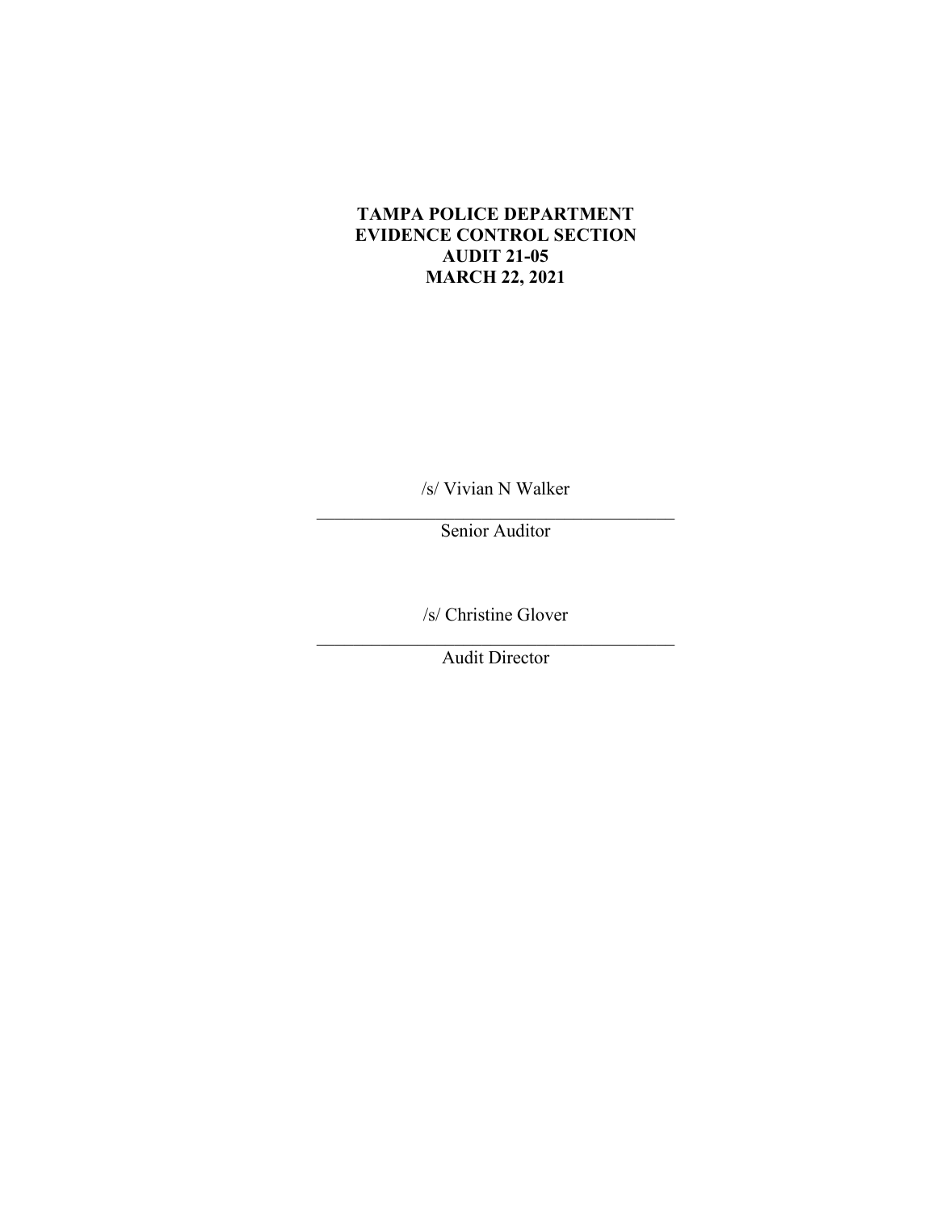**TAMPA POLICE DEPARTMENT**
**EVIDENCE CONTROL SECTION**
**AUDIT 21-05**
**MARCH 22, 2021**

/s/ Vivian N Walker

\_\_\_\_\_\_\_\_\_\_\_\_\_\_\_\_\_\_\_\_\_\_\_\_\_\_\_\_\_\_\_\_\_\_\_\_\_\_\_\_

Senior Auditor

/s/ Christine Glover

\_\_\_\_\_\_\_\_\_\_\_\_\_\_\_\_\_\_\_\_\_\_\_\_\_\_\_\_\_\_\_\_\_\_\_\_\_\_\_\_

Audit Director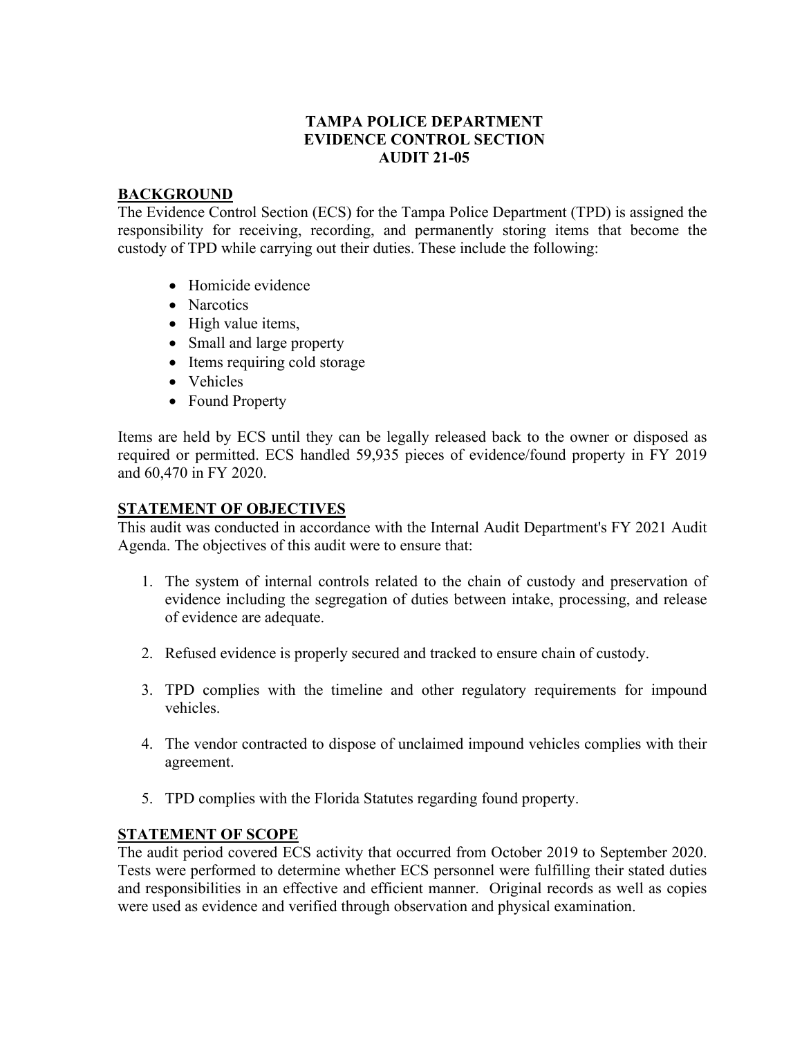**TAMPA POLICE DEPARTMENT**
**EVIDENCE CONTROL SECTION**
**AUDIT 21-05**

## BACKGROUND

The Evidence Control Section (ECS) for the Tampa Police Department (TPD) is assigned the responsibility for receiving, recording, and permanently storing items that become the custody of TPD while carrying out their duties. These include the following:

- Homicide evidence
- Narcotics
- High value items,
- Small and large property
- Items requiring cold storage
- Vehicles
- Found Property

Items are held by ECS until they can be legally released back to the owner or disposed as required or permitted. ECS handled 59,935 pieces of evidence/found property in FY 2019 and 60,470 in FY 2020.

## STATEMENT OF OBJECTIVES

This audit was conducted in accordance with the Internal Audit Department's FY 2021 Audit Agenda. The objectives of this audit were to ensure that:

1. The system of internal controls related to the chain of custody and preservation of evidence including the segregation of duties between intake, processing, and release of evidence are adequate.

2. Refused evidence is properly secured and tracked to ensure chain of custody.

3. TPD complies with the timeline and other regulatory requirements for impound vehicles.

4. The vendor contracted to dispose of unclaimed impound vehicles complies with their agreement.

5. TPD complies with the Florida Statutes regarding found property.

## STATEMENT OF SCOPE

The audit period covered ECS activity that occurred from October 2019 to September 2020. Tests were performed to determine whether ECS personnel were fulfilling their stated duties and responsibilities in an effective and efficient manner. Original records as well as copies were used as evidence and verified through observation and physical examination.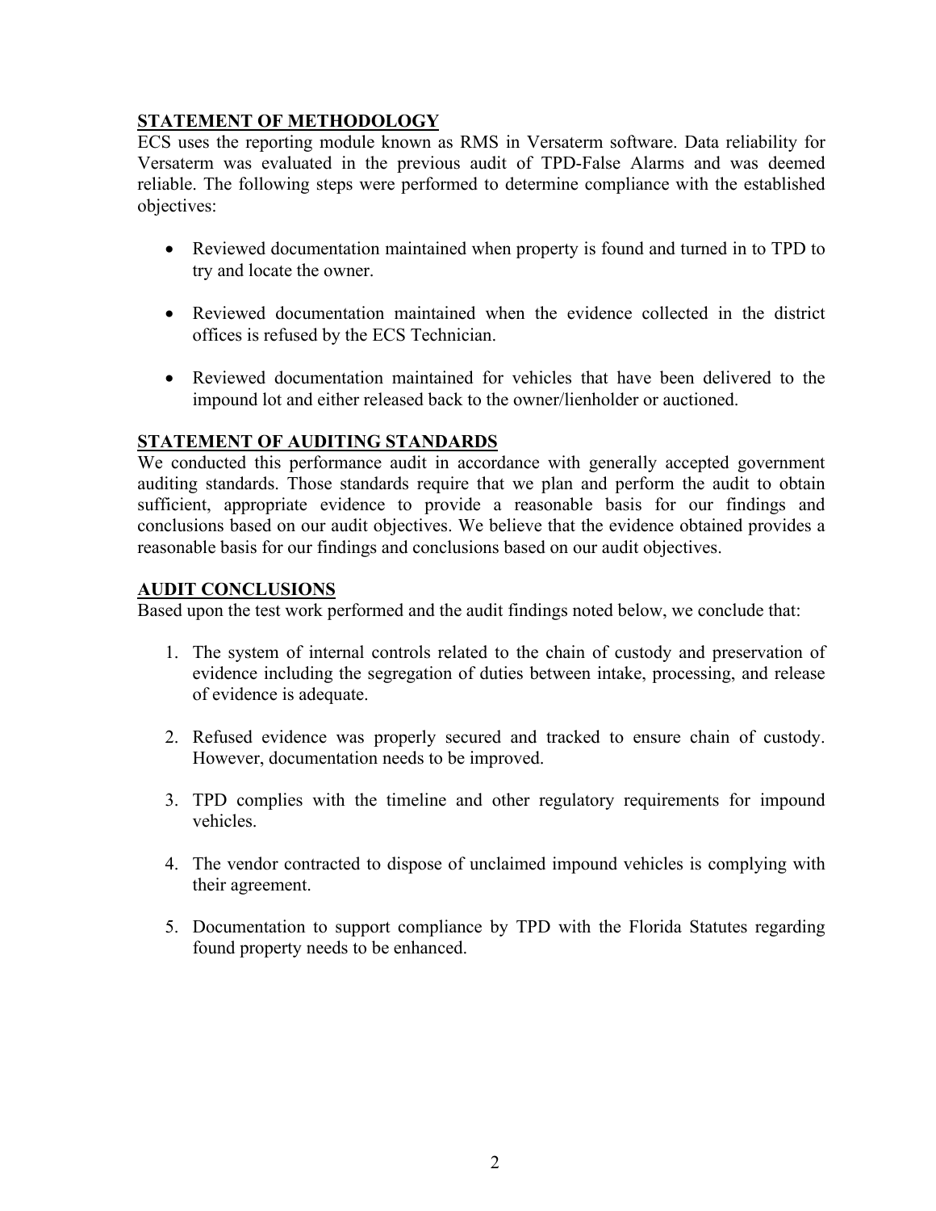## STATEMENT OF METHODOLOGY

ECS uses the reporting module known as RMS in Versaterm software. Data reliability for Versaterm was evaluated in the previous audit of TPD-False Alarms and was deemed reliable. The following steps were performed to determine compliance with the established objectives:

- Reviewed documentation maintained when property is found and turned in to TPD to try and locate the owner.
- Reviewed documentation maintained when the evidence collected in the district offices is refused by the ECS Technician.
- Reviewed documentation maintained for vehicles that have been delivered to the impound lot and either released back to the owner/lienholder or auctioned.

## STATEMENT OF AUDITING STANDARDS

We conducted this performance audit in accordance with generally accepted government auditing standards. Those standards require that we plan and perform the audit to obtain sufficient, appropriate evidence to provide a reasonable basis for our findings and conclusions based on our audit objectives. We believe that the evidence obtained provides a reasonable basis for our findings and conclusions based on our audit objectives.

## AUDIT CONCLUSIONS

Based upon the test work performed and the audit findings noted below, we conclude that:

1. The system of internal controls related to the chain of custody and preservation of evidence including the segregation of duties between intake, processing, and release of evidence is adequate.
2. Refused evidence was properly secured and tracked to ensure chain of custody. However, documentation needs to be improved.
3. TPD complies with the timeline and other regulatory requirements for impound vehicles.
4. The vendor contracted to dispose of unclaimed impound vehicles is complying with their agreement.
5. Documentation to support compliance by TPD with the Florida Statutes regarding found property needs to be enhanced.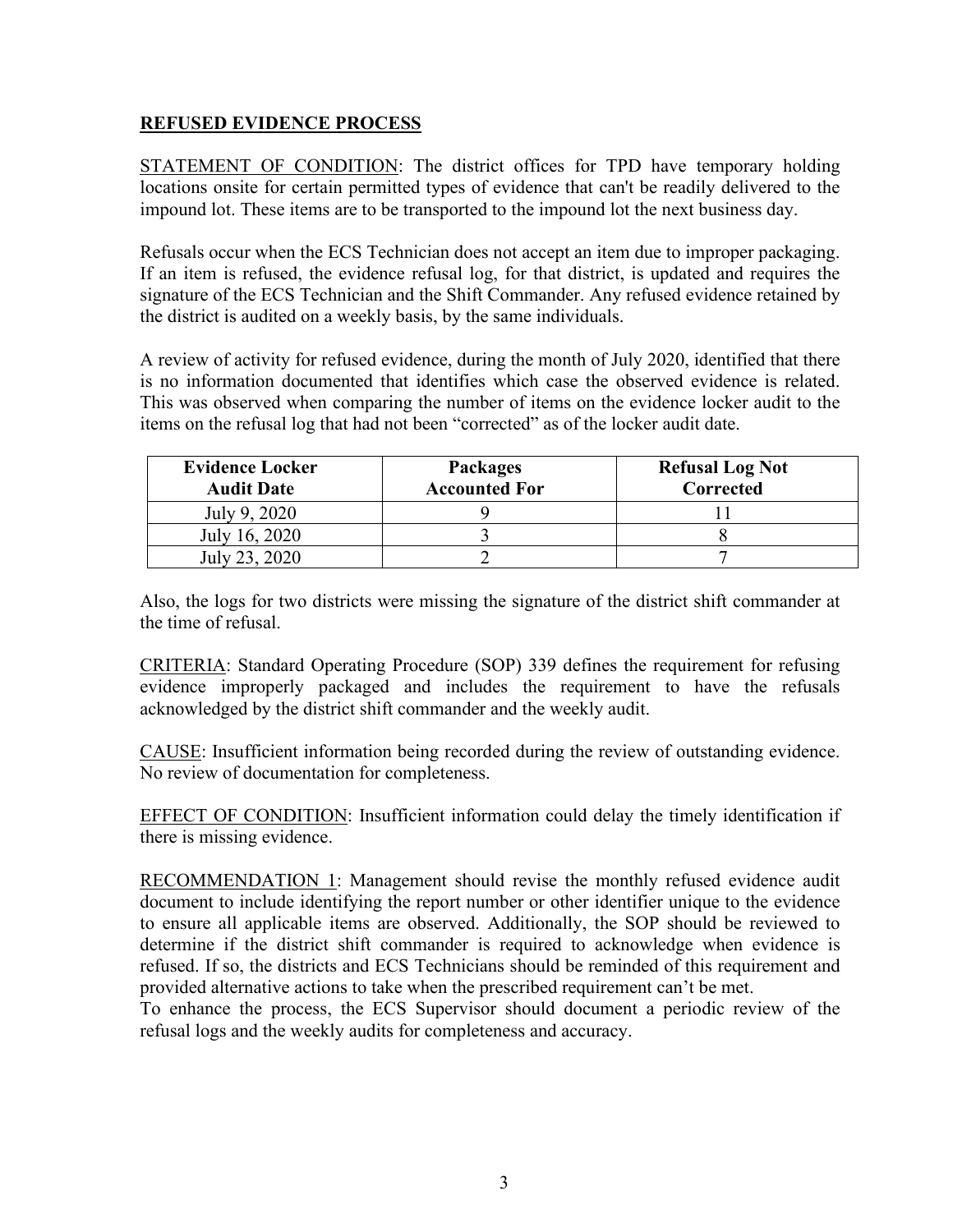**REFUSED EVIDENCE PROCESS**

STATEMENT OF CONDITION: The district offices for TPD have temporary holding locations onsite for certain permitted types of evidence that can't be readily delivered to the impound lot. These items are to be transported to the impound lot the next business day.

Refusals occur when the ECS Technician does not accept an item due to improper packaging. If an item is refused, the evidence refusal log, for that district, is updated and requires the signature of the ECS Technician and the Shift Commander. Any refused evidence retained by the district is audited on a weekly basis, by the same individuals.

A review of activity for refused evidence, during the month of July 2020, identified that there is no information documented that identifies which case the observed evidence is related. This was observed when comparing the number of items on the evidence locker audit to the items on the refusal log that had not been "corrected" as of the locker audit date.

| Evidence Locker Audit Date | Packages Accounted For | Refusal Log Not Corrected |
| --- | --- | --- |
| July 9, 2020 | 9 | 11 |
| July 16, 2020 | 3 | 8 |
| July 23, 2020 | 2 | 7 |

Also, the logs for two districts were missing the signature of the district shift commander at the time of refusal.

CRITERIA: Standard Operating Procedure (SOP) 339 defines the requirement for refusing evidence improperly packaged and includes the requirement to have the refusals acknowledged by the district shift commander and the weekly audit.

CAUSE: Insufficient information being recorded during the review of outstanding evidence. No review of documentation for completeness.

EFFECT OF CONDITION: Insufficient information could delay the timely identification if there is missing evidence.

RECOMMENDATION 1: Management should revise the monthly refused evidence audit document to include identifying the report number or other identifier unique to the evidence to ensure all applicable items are observed. Additionally, the SOP should be reviewed to determine if the district shift commander is required to acknowledge when evidence is refused. If so, the districts and ECS Technicians should be reminded of this requirement and provided alternative actions to take when the prescribed requirement can't be met.

To enhance the process, the ECS Supervisor should document a periodic review of the refusal logs and the weekly audits for completeness and accuracy.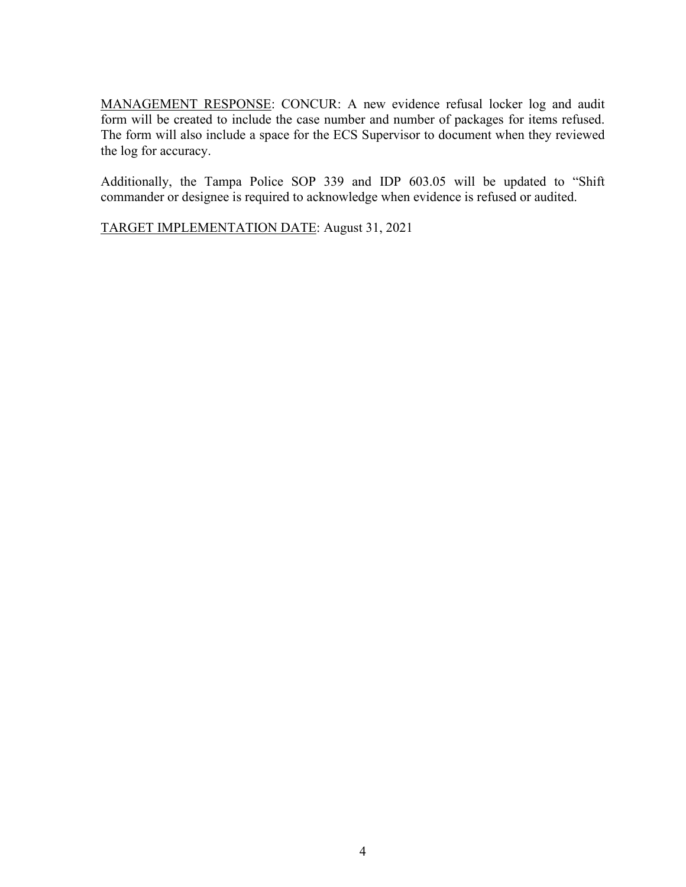MANAGEMENT RESPONSE: CONCUR: A new evidence refusal locker log and audit form will be created to include the case number and number of packages for items refused. The form will also include a space for the ECS Supervisor to document when they reviewed the log for accuracy.

Additionally, the Tampa Police SOP 339 and IDP 603.05 will be updated to "Shift commander or designee is required to acknowledge when evidence is refused or audited.

TARGET IMPLEMENTATION DATE: August 31, 2021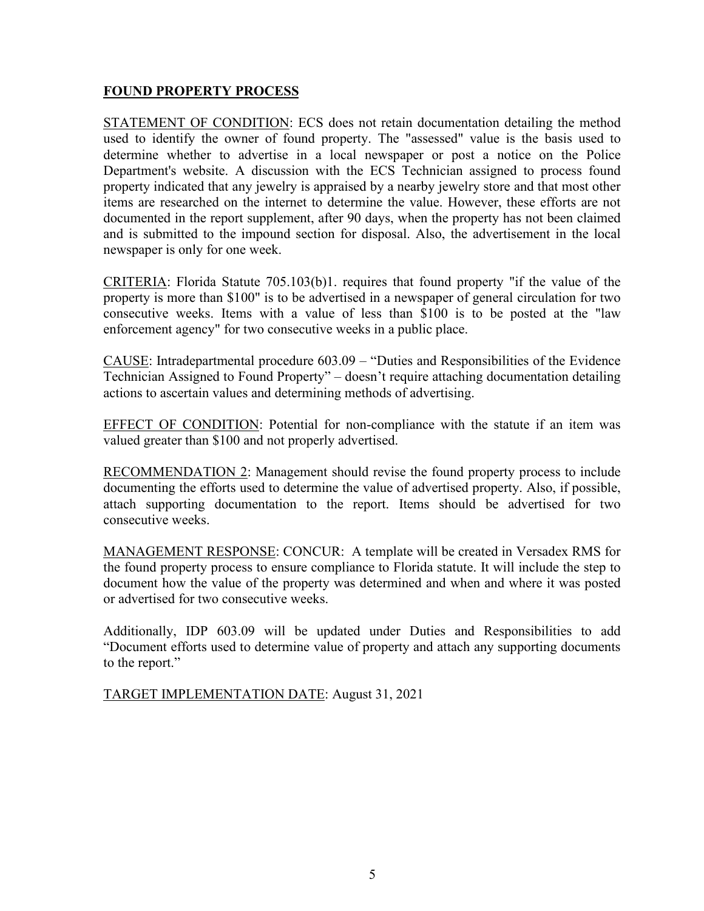## FOUND PROPERTY PROCESS

STATEMENT OF CONDITION: ECS does not retain documentation detailing the method used to identify the owner of found property. The "assessed" value is the basis used to determine whether to advertise in a local newspaper or post a notice on the Police Department's website. A discussion with the ECS Technician assigned to process found property indicated that any jewelry is appraised by a nearby jewelry store and that most other items are researched on the internet to determine the value. However, these efforts are not documented in the report supplement, after 90 days, when the property has not been claimed and is submitted to the impound section for disposal. Also, the advertisement in the local newspaper is only for one week.

CRITERIA: Florida Statute 705.103(b)1. requires that found property "if the value of the property is more than $100" is to be advertised in a newspaper of general circulation for two consecutive weeks. Items with a value of less than $100 is to be posted at the "law enforcement agency" for two consecutive weeks in a public place.

CAUSE: Intradepartmental procedure 603.09 – "Duties and Responsibilities of the Evidence Technician Assigned to Found Property" – doesn't require attaching documentation detailing actions to ascertain values and determining methods of advertising.

EFFECT OF CONDITION: Potential for non-compliance with the statute if an item was valued greater than $100 and not properly advertised.

RECOMMENDATION 2: Management should revise the found property process to include documenting the efforts used to determine the value of advertised property. Also, if possible, attach supporting documentation to the report. Items should be advertised for two consecutive weeks.

MANAGEMENT RESPONSE: CONCUR: A template will be created in Versadex RMS for the found property process to ensure compliance to Florida statute. It will include the step to document how the value of the property was determined and when and where it was posted or advertised for two consecutive weeks.

Additionally, IDP 603.09 will be updated under Duties and Responsibilities to add "Document efforts used to determine value of property and attach any supporting documents to the report."

TARGET IMPLEMENTATION DATE: August 31, 2021